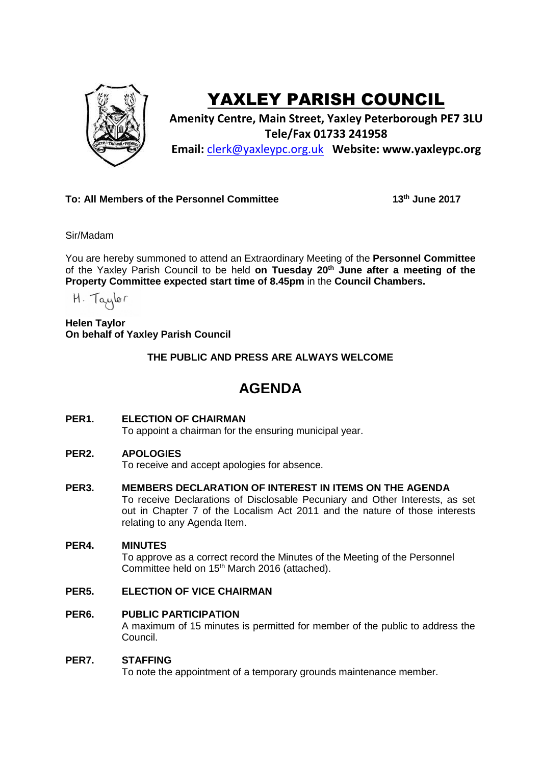# YAXLEY PARISH COUNCIL

**Amenity Centre, Main Street, Yaxley Peterborough PE7 3LU**
**Tele/Fax 01733 241958**
**Email:** clerk@yaxleypc.org.uk **Website: www.yaxleypc.org**

**To: All Members of the Personnel Committee** **13th June 2017**

Sir/Madam

You are hereby summoned to attend an Extraordinary Meeting of the **Personnel Committee** of the Yaxley Parish Council to be held **on Tuesday 20th June after a meeting of the Property Committee expected start time of 8.45pm** in the **Council Chambers.**

H. Taylor

**Helen Taylor**
**On behalf of Yaxley Parish Council**

**THE PUBLIC AND PRESS ARE ALWAYS WELCOME**

## AGENDA

**PER1. ELECTION OF CHAIRMAN**
To appoint a chairman for the ensuring municipal year.

**PER2. APOLOGIES**
To receive and accept apologies for absence.

**PER3. MEMBERS DECLARATION OF INTEREST IN ITEMS ON THE AGENDA**
To receive Declarations of Disclosable Pecuniary and Other Interests, as set out in Chapter 7 of the Localism Act 2011 and the nature of those interests relating to any Agenda Item.

**PER4. MINUTES**
To approve as a correct record the Minutes of the Meeting of the Personnel Committee held on 15th March 2016 (attached).

**PER5. ELECTION OF VICE CHAIRMAN**

**PER6. PUBLIC PARTICIPATION**
A maximum of 15 minutes is permitted for member of the public to address the Council.

**PER7. STAFFING**
To note the appointment of a temporary grounds maintenance member.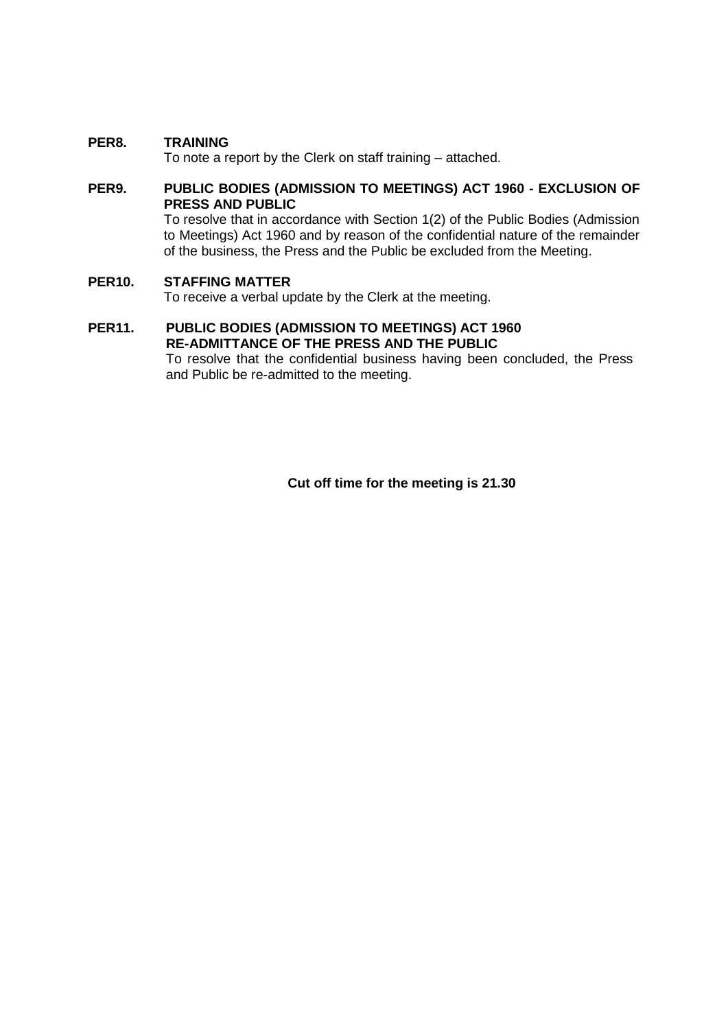**PER8. TRAINING**

To note a report by the Clerk on staff training – attached.

**PER9. PUBLIC BODIES (ADMISSION TO MEETINGS) ACT 1960 - EXCLUSION OF PRESS AND PUBLIC**

To resolve that in accordance with Section 1(2) of the Public Bodies (Admission to Meetings) Act 1960 and by reason of the confidential nature of the remainder of the business, the Press and the Public be excluded from the Meeting.

**PER10. STAFFING MATTER**

To receive a verbal update by the Clerk at the meeting.

**PER11. PUBLIC BODIES (ADMISSION TO MEETINGS) ACT 1960 RE-ADMITTANCE OF THE PRESS AND THE PUBLIC**

To resolve that the confidential business having been concluded, the Press and Public be re-admitted to the meeting.

**Cut off time for the meeting is 21.30**